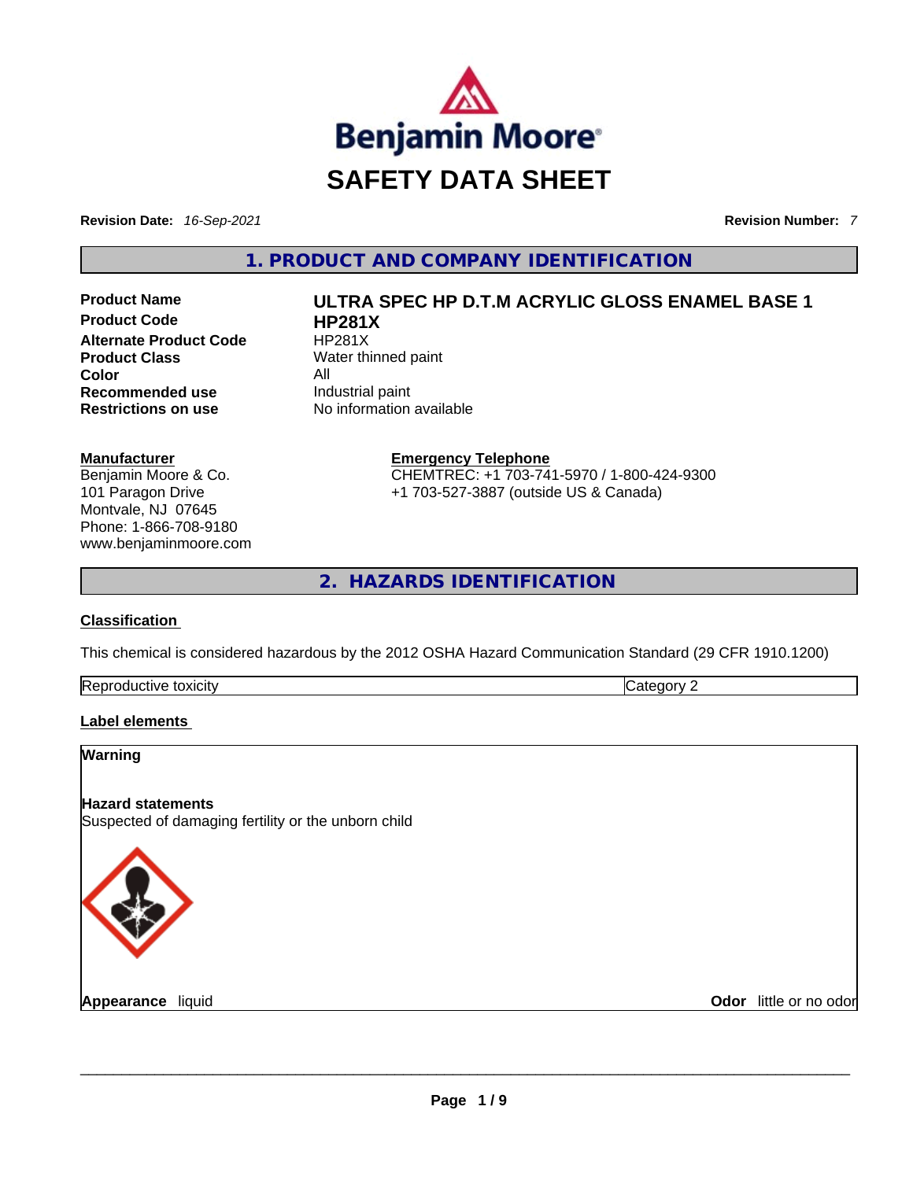# SAFETY DATA SHEET

**Revision Date:** *16-Sep-2021* **Revision Number:** *7*

## 1. PRODUCT AND COMPANY IDENTIFICATION

| | |
|---|---|
| **Product Name** | **ULTRA SPEC HP D.T.M ACRYLIC GLOSS ENAMEL BASE 1** |
| **Product Code** | **HP281X** |
| **Alternate Product Code** | HP281X |
| **Product Class** | Water thinned paint |
| **Color** | All |
| **Recommended use** | Industrial paint |
| **Restrictions on use** | No information available |

**Manufacturer**
Benjamin Moore & Co.
101 Paragon Drive
Montvale, NJ 07645
Phone: 1-866-708-9180
www.benjaminmoore.com

**Emergency Telephone**
CHEMTREC: +1 703-741-5970 / 1-800-424-9300
+1 703-527-3887 (outside US & Canada)

## 2. HAZARDS IDENTIFICATION

**Classification**

This chemical is considered hazardous by the 2012 OSHA Hazard Communication Standard (29 CFR 1910.1200)

| | |
|---|---|
| Reproductive toxicity | Category 2 |

**Label elements**

**Warning**

**Hazard statements**
Suspected of damaging fertility or the unborn child

**Appearance** liquid **Odor** little or no odor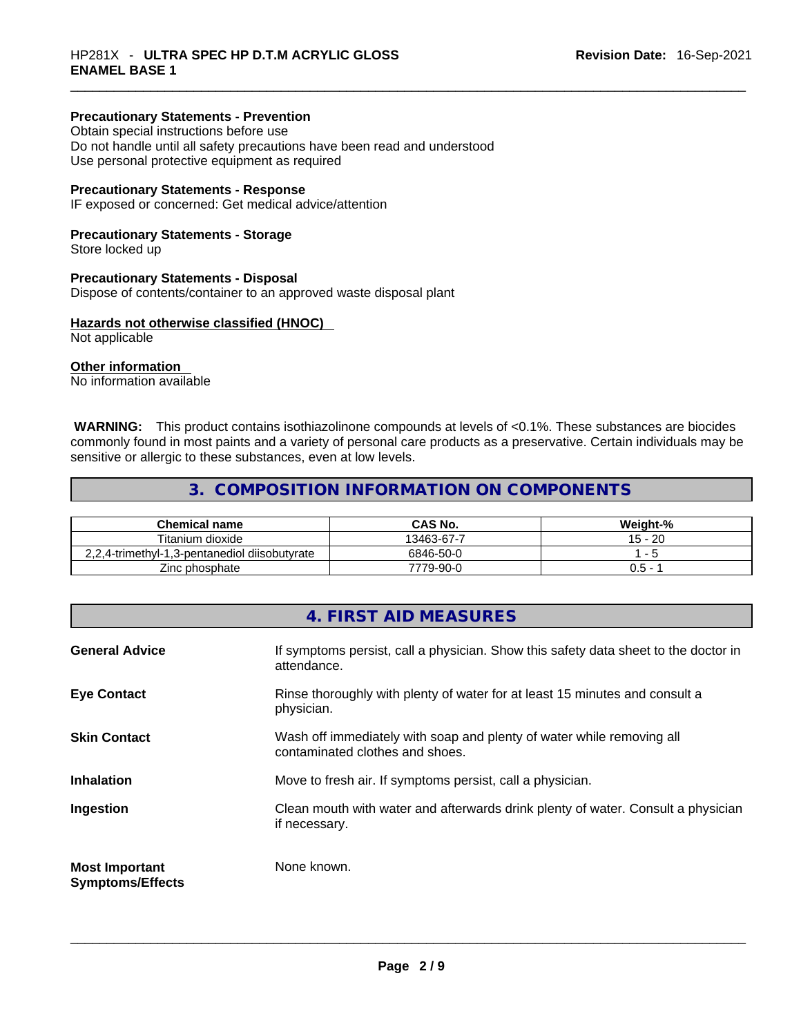**Precautionary Statements - Prevention**
Obtain special instructions before use
Do not handle until all safety precautions have been read and understood
Use personal protective equipment as required

**Precautionary Statements - Response**
IF exposed or concerned: Get medical advice/attention

**Precautionary Statements - Storage**
Store locked up

**Precautionary Statements - Disposal**
Dispose of contents/container to an approved waste disposal plant

**Hazards not otherwise classified (HNOC)**
Not applicable

**Other information**
No information available

**WARNING:** This product contains isothiazolinone compounds at levels of <0.1%. These substances are biocides commonly found in most paints and a variety of personal care products as a preservative. Certain individuals may be sensitive or allergic to these substances, even at low levels.

## 3. COMPOSITION INFORMATION ON COMPONENTS

| Chemical name | CAS No. | Weight-% |
|---|---|---|
| Titanium dioxide | 13463-67-7 | 15 - 20 |
| 2,2,4-trimethyl-1,3-pentanediol diisobutyrate | 6846-50-0 | 1 - 5 |
| Zinc phosphate | 7779-90-0 | 0.5 - 1 |

## 4. FIRST AID MEASURES

| | |
|---|---|
| **General Advice** | If symptoms persist, call a physician. Show this safety data sheet to the doctor in attendance. |
| **Eye Contact** | Rinse thoroughly with plenty of water for at least 15 minutes and consult a physician. |
| **Skin Contact** | Wash off immediately with soap and plenty of water while removing all contaminated clothes and shoes. |
| **Inhalation** | Move to fresh air. If symptoms persist, call a physician. |
| **Ingestion** | Clean mouth with water and afterwards drink plenty of water. Consult a physician if necessary. |
| **Most Important Symptoms/Effects** | None known. |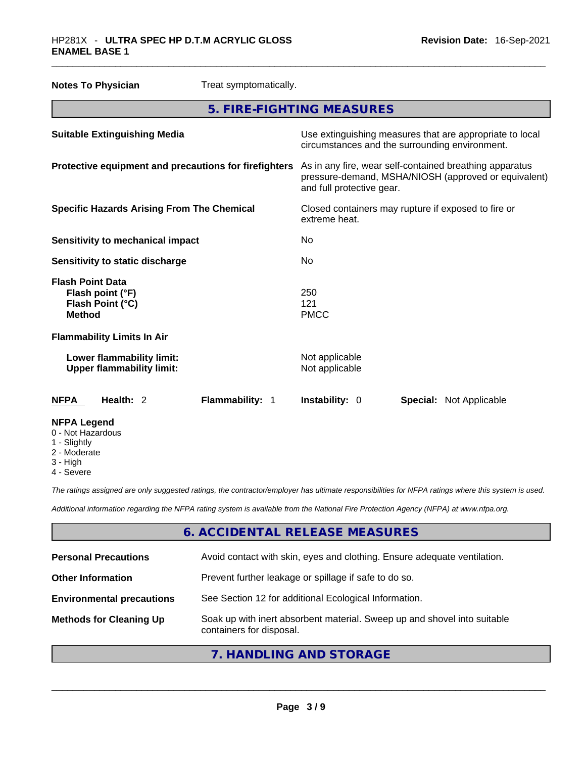**Notes To Physician** Treat symptomatically.

## 5. FIRE-FIGHTING MEASURES

| | |
|---|---|
| **Suitable Extinguishing Media** | Use extinguishing measures that are appropriate to local circumstances and the surrounding environment. |
| **Protective equipment and precautions for firefighters** | As in any fire, wear self-contained breathing apparatus pressure-demand, MSHA/NIOSH (approved or equivalent) and full protective gear. |
| **Specific Hazards Arising From The Chemical** | Closed containers may rupture if exposed to fire or extreme heat. |
| **Sensitivity to mechanical impact** | No |
| **Sensitivity to static discharge** | No |

**Flash Point Data**

| | |
|---|---|
| **Flash point (°F)** | 250 |
| **Flash Point (°C)** | 121 |
| **Method** | PMCC |

**Flammability Limits In Air**

| | |
|---|---|
| **Lower flammability limit:** | Not applicable |
| **Upper flammability limit:** | Not applicable |

| **NFPA** | **Health:** 2 | **Flammability:** 1 | **Instability:** 0 | **Special:** Not Applicable |
|---|---|---|---|---|

**NFPA Legend**
- 0 - Not Hazardous
- 1 - Slightly
- 2 - Moderate
- 3 - High
- 4 - Severe

*The ratings assigned are only suggested ratings, the contractor/employer has ultimate responsibilities for NFPA ratings where this system is used.*

*Additional information regarding the NFPA rating system is available from the National Fire Protection Agency (NFPA) at www.nfpa.org.*

## 6. ACCIDENTAL RELEASE MEASURES

| | |
|---|---|
| **Personal Precautions** | Avoid contact with skin, eyes and clothing. Ensure adequate ventilation. |
| **Other Information** | Prevent further leakage or spillage if safe to do so. |
| **Environmental precautions** | See Section 12 for additional Ecological Information. |
| **Methods for Cleaning Up** | Soak up with inert absorbent material. Sweep up and shovel into suitable containers for disposal. |

## 7. HANDLING AND STORAGE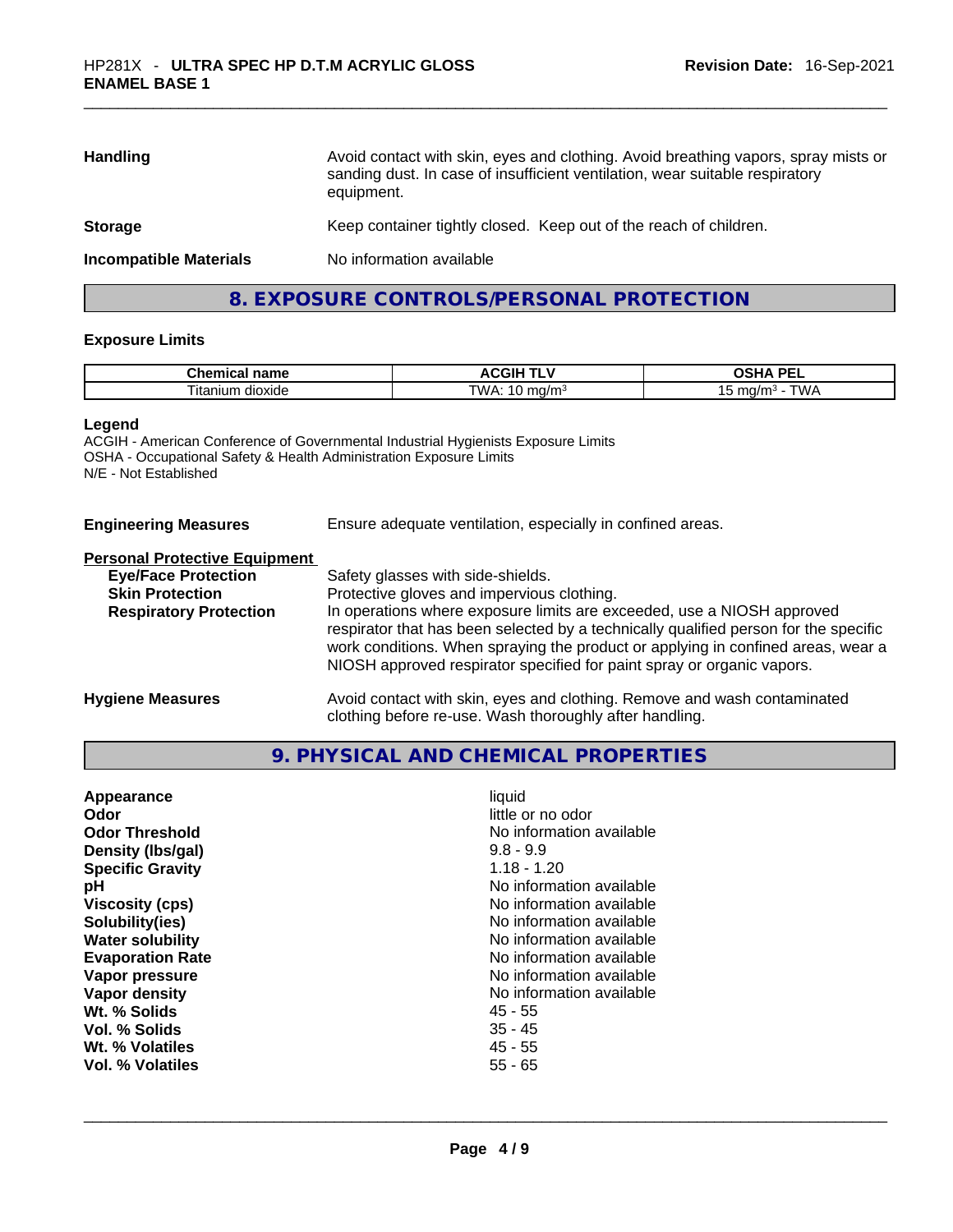| | |
|---|---|
| **Handling** | Avoid contact with skin, eyes and clothing. Avoid breathing vapors, spray mists or sanding dust. In case of insufficient ventilation, wear suitable respiratory equipment. |
| **Storage** | Keep container tightly closed. Keep out of the reach of children. |
| **Incompatible Materials** | No information available |

## 8. EXPOSURE CONTROLS/PERSONAL PROTECTION

### Exposure Limits

| Chemical name | ACGIH TLV | OSHA PEL |
|---|---|---|
| Titanium dioxide | TWA: 10 mg/m³ | 15 mg/m³ - TWA |

**Legend**
ACGIH - American Conference of Governmental Industrial Hygienists Exposure Limits
OSHA - Occupational Safety & Health Administration Exposure Limits
N/E - Not Established

**Engineering Measures** Ensure adequate ventilation, especially in confined areas.

**Personal Protective Equipment**

| | |
|---|---|
| **Eye/Face Protection** | Safety glasses with side-shields. |
| **Skin Protection** | Protective gloves and impervious clothing. |
| **Respiratory Protection** | In operations where exposure limits are exceeded, use a NIOSH approved respirator that has been selected by a technically qualified person for the specific work conditions. When spraying the product or applying in confined areas, wear a NIOSH approved respirator specified for paint spray or organic vapors. |

**Hygiene Measures** Avoid contact with skin, eyes and clothing. Remove and wash contaminated clothing before re-use. Wash thoroughly after handling.

## 9. PHYSICAL AND CHEMICAL PROPERTIES

| | |
|---|---|
| **Appearance** | liquid |
| **Odor** | little or no odor |
| **Odor Threshold** | No information available |
| **Density (lbs/gal)** | 9.8 - 9.9 |
| **Specific Gravity** | 1.18 - 1.20 |
| **pH** | No information available |
| **Viscosity (cps)** | No information available |
| **Solubility(ies)** | No information available |
| **Water solubility** | No information available |
| **Evaporation Rate** | No information available |
| **Vapor pressure** | No information available |
| **Vapor density** | No information available |
| **Wt. % Solids** | 45 - 55 |
| **Vol. % Solids** | 35 - 45 |
| **Wt. % Volatiles** | 45 - 55 |
| **Vol. % Volatiles** | 55 - 65 |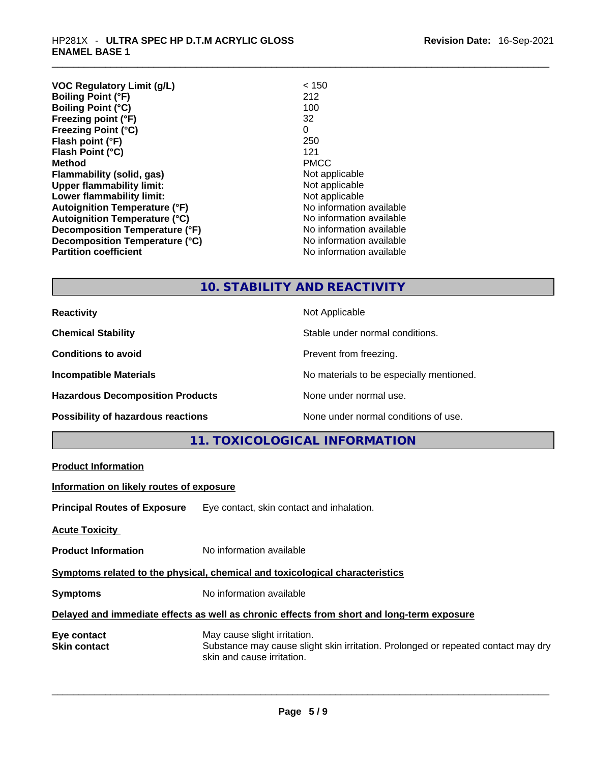| | |
|---|---|
| **VOC Regulatory Limit (g/L)** | < 150 |
| **Boiling Point (°F)** | 212 |
| **Boiling Point (°C)** | 100 |
| **Freezing point (°F)** | 32 |
| **Freezing Point (°C)** | 0 |
| **Flash point (°F)** | 250 |
| **Flash Point (°C)** | 121 |
| **Method** | PMCC |
| **Flammability (solid, gas)** | Not applicable |
| **Upper flammability limit:** | Not applicable |
| **Lower flammability limit:** | Not applicable |
| **Autoignition Temperature (°F)** | No information available |
| **Autoignition Temperature (°C)** | No information available |
| **Decomposition Temperature (°F)** | No information available |
| **Decomposition Temperature (°C)** | No information available |
| **Partition coefficient** | No information available |

## 10. STABILITY AND REACTIVITY

| | |
|---|---|
| **Reactivity** | Not Applicable |
| **Chemical Stability** | Stable under normal conditions. |
| **Conditions to avoid** | Prevent from freezing. |
| **Incompatible Materials** | No materials to be especially mentioned. |
| **Hazardous Decomposition Products** | None under normal use. |
| **Possibility of hazardous reactions** | None under normal conditions of use. |

## 11. TOXICOLOGICAL INFORMATION

**Product Information**

**Information on likely routes of exposure**

**Principal Routes of Exposure** Eye contact, skin contact and inhalation.

**Acute Toxicity**

**Product Information** No information available

**Symptoms related to the physical, chemical and toxicological characteristics**

**Symptoms** No information available

**Delayed and immediate effects as well as chronic effects from short and long-term exposure**

**Eye contact** May cause slight irritation.

**Skin contact** Substance may cause slight skin irritation. Prolonged or repeated contact may dry skin and cause irritation.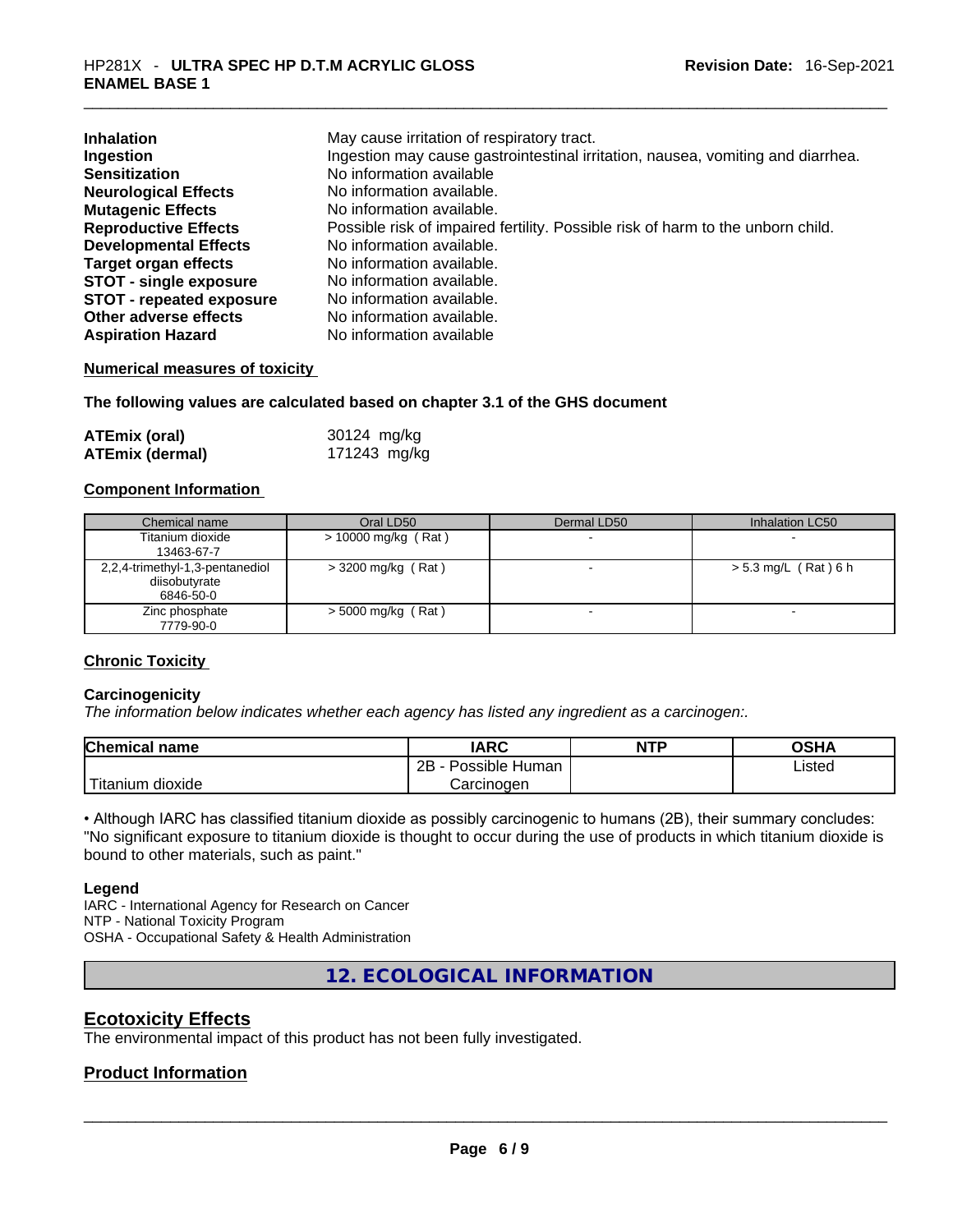| | |
|---|---|
| **Inhalation** | May cause irritation of respiratory tract. |
| **Ingestion** | Ingestion may cause gastrointestinal irritation, nausea, vomiting and diarrhea. |
| **Sensitization** | No information available |
| **Neurological Effects** | No information available. |
| **Mutagenic Effects** | No information available. |
| **Reproductive Effects** | Possible risk of impaired fertility. Possible risk of harm to the unborn child. |
| **Developmental Effects** | No information available. |
| **Target organ effects** | No information available. |
| **STOT - single exposure** | No information available. |
| **STOT - repeated exposure** | No information available. |
| **Other adverse effects** | No information available. |
| **Aspiration Hazard** | No information available |

**Numerical measures of toxicity**

**The following values are calculated based on chapter 3.1 of the GHS document**

| | |
|---|---|
| **ATEmix (oral)** | 30124 mg/kg |
| **ATEmix (dermal)** | 171243 mg/kg |

**Component Information**

| Chemical name | Oral LD50 | Dermal LD50 | Inhalation LC50 |
|---|---|---|---|
| Titanium dioxide<br>13463-67-7 | > 10000 mg/kg ( Rat ) | - | - |
| 2,2,4-trimethyl-1,3-pentanediol diisobutyrate<br>6846-50-0 | > 3200 mg/kg ( Rat ) | - | > 5.3 mg/L ( Rat ) 6 h |
| Zinc phosphate<br>7779-90-0 | > 5000 mg/kg ( Rat ) | - | - |

**Chronic Toxicity**

**Carcinogenicity**

*The information below indicates whether each agency has listed any ingredient as a carcinogen:.*

| Chemical name | IARC | NTP | OSHA |
|---|---|---|---|
| Titanium dioxide | 2B - Possible Human Carcinogen | | Listed |

• Although IARC has classified titanium dioxide as possibly carcinogenic to humans (2B), their summary concludes: "No significant exposure to titanium dioxide is thought to occur during the use of products in which titanium dioxide is bound to other materials, such as paint."

**Legend**

IARC - International Agency for Research on Cancer
NTP - National Toxicity Program
OSHA - Occupational Safety & Health Administration

## 12. ECOLOGICAL INFORMATION

## Ecotoxicity Effects

The environmental impact of this product has not been fully investigated.

## Product Information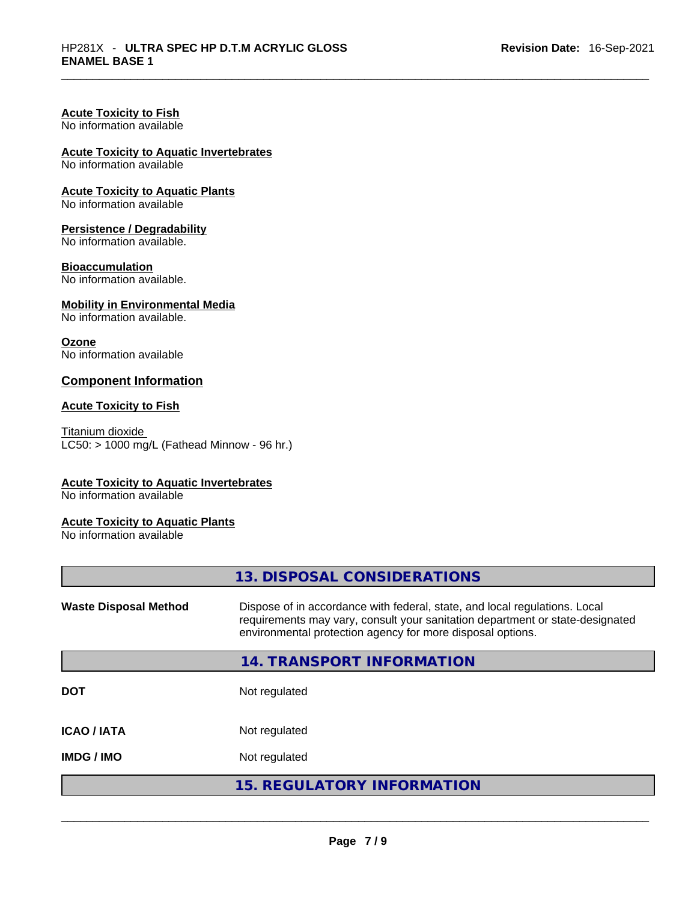**Acute Toxicity to Fish**
No information available

**Acute Toxicity to Aquatic Invertebrates**
No information available

**Acute Toxicity to Aquatic Plants**
No information available

**Persistence / Degradability**
No information available.

**Bioaccumulation**
No information available.

**Mobility in Environmental Media**
No information available.

**Ozone**
No information available

### Component Information

**Acute Toxicity to Fish**

Titanium dioxide
LC50: > 1000 mg/L (Fathead Minnow - 96 hr.)

**Acute Toxicity to Aquatic Invertebrates**
No information available

**Acute Toxicity to Aquatic Plants**
No information available

## 13. DISPOSAL CONSIDERATIONS

**Waste Disposal Method** Dispose of in accordance with federal, state, and local regulations. Local requirements may vary, consult your sanitation department or state-designated environmental protection agency for more disposal options.

## 14. TRANSPORT INFORMATION

| | |
|---|---|
| **DOT** | Not regulated |
| **ICAO / IATA** | Not regulated |
| **IMDG / IMO** | Not regulated |

## 15. REGULATORY INFORMATION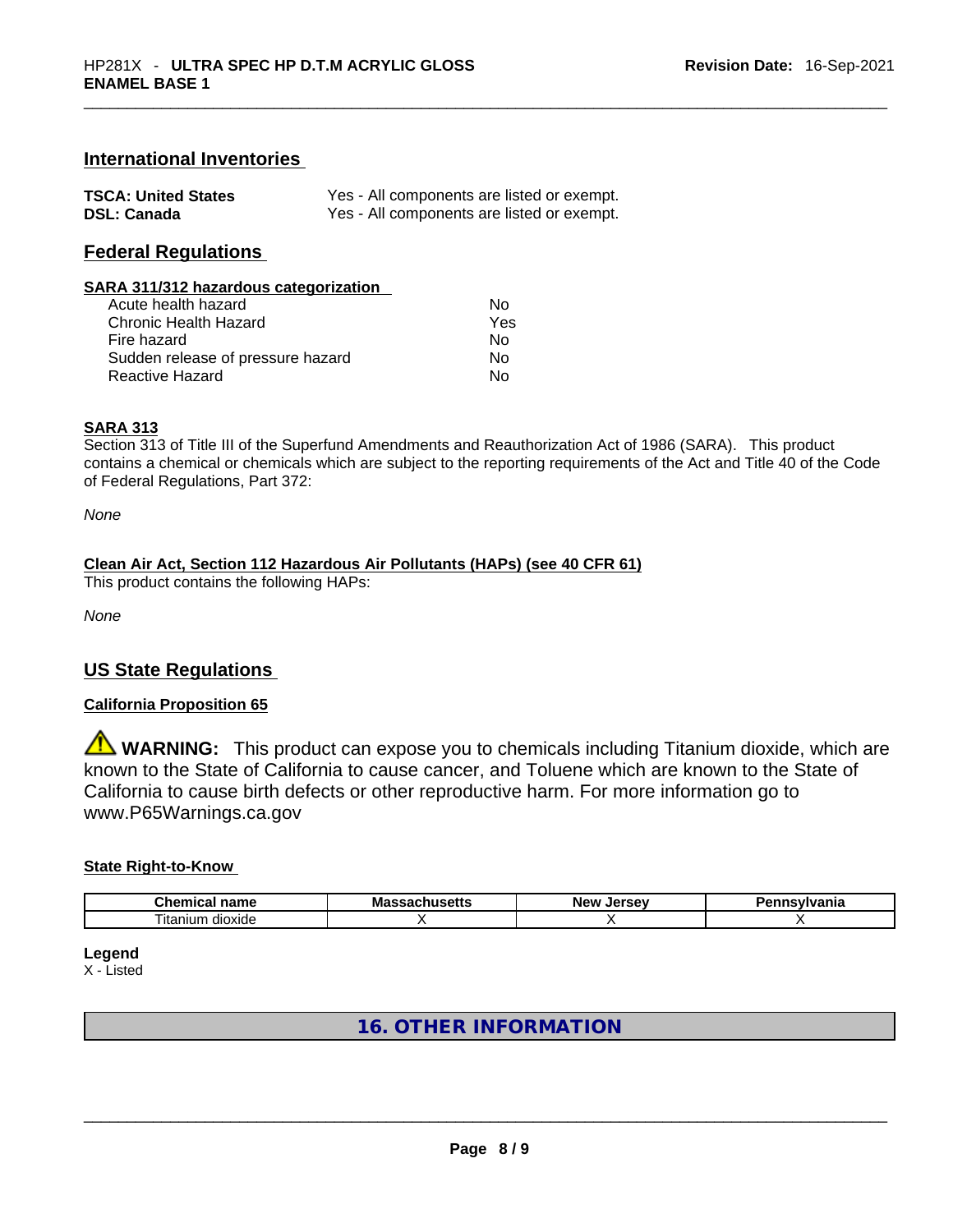## International Inventories

| | |
|---|---|
| **TSCA: United States** | Yes - All components are listed or exempt. |
| **DSL: Canada** | Yes - All components are listed or exempt. |

## Federal Regulations

**SARA 311/312 hazardous categorization**

| | |
|---|---|
| Acute health hazard | No |
| Chronic Health Hazard | Yes |
| Fire hazard | No |
| Sudden release of pressure hazard | No |
| Reactive Hazard | No |

**SARA 313**

Section 313 of Title III of the Superfund Amendments and Reauthorization Act of 1986 (SARA). This product contains a chemical or chemicals which are subject to the reporting requirements of the Act and Title 40 of the Code of Federal Regulations, Part 372:

*None*

**Clean Air Act, Section 112 Hazardous Air Pollutants (HAPs) (see 40 CFR 61)**

This product contains the following HAPs:

*None*

## US State Regulations

**California Proposition 65**

⚠ **WARNING:** This product can expose you to chemicals including Titanium dioxide, which are known to the State of California to cause cancer, and Toluene which are known to the State of California to cause birth defects or other reproductive harm. For more information go to www.P65Warnings.ca.gov

**State Right-to-Know**

| Chemical name | Massachusetts | New Jersey | Pennsylvania |
|---|---|---|---|
| Titanium dioxide | X | X | X |

**Legend**

X - Listed

## 16. OTHER INFORMATION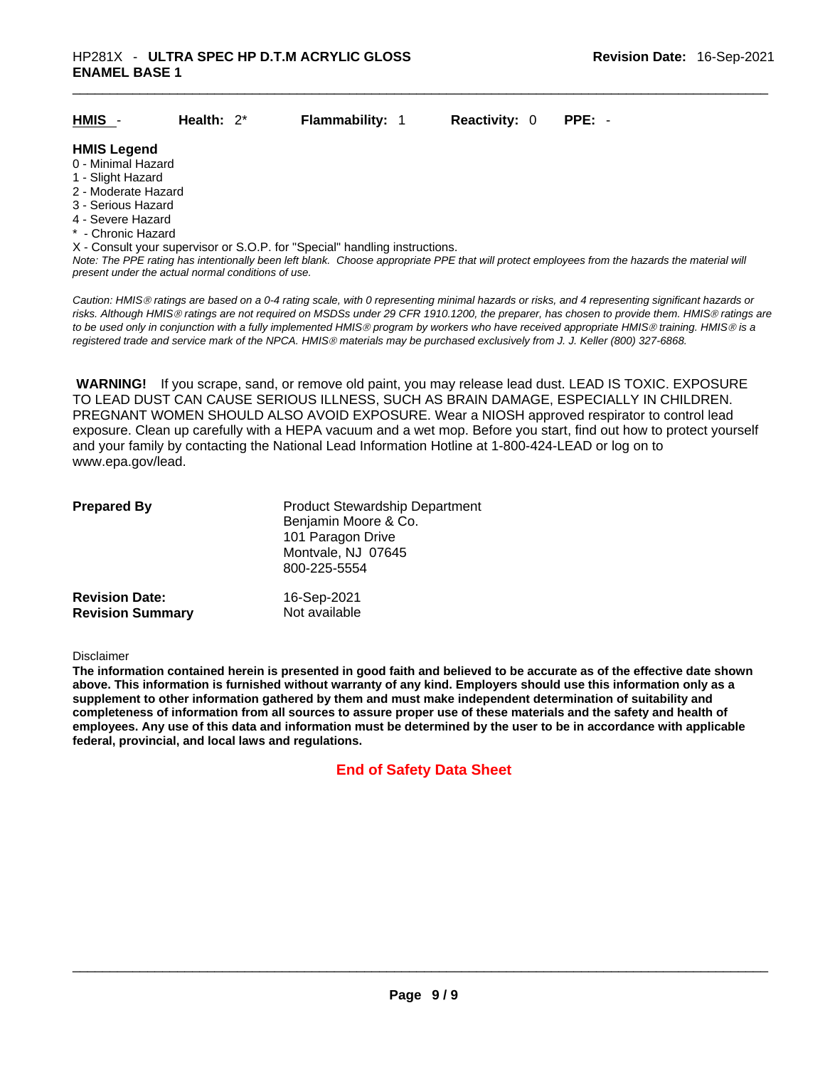**HMIS** - **Health:** 2* **Flammability:** 1 **Reactivity:** 0 **PPE:** -

**HMIS Legend**

0 - Minimal Hazard
1 - Slight Hazard
2 - Moderate Hazard
3 - Serious Hazard
4 - Severe Hazard
* - Chronic Hazard
X - Consult your supervisor or S.O.P. for "Special" handling instructions.

*Note: The PPE rating has intentionally been left blank. Choose appropriate PPE that will protect employees from the hazards the material will present under the actual normal conditions of use.*

*Caution: HMIS® ratings are based on a 0-4 rating scale, with 0 representing minimal hazards or risks, and 4 representing significant hazards or risks. Although HMIS® ratings are not required on MSDSs under 29 CFR 1910.1200, the preparer, has chosen to provide them. HMIS® ratings are to be used only in conjunction with a fully implemented HMIS® program by workers who have received appropriate HMIS® training. HMIS® is a registered trade and service mark of the NPCA. HMIS® materials may be purchased exclusively from J. J. Keller (800) 327-6868.*

**WARNING!** If you scrape, sand, or remove old paint, you may release lead dust. LEAD IS TOXIC. EXPOSURE TO LEAD DUST CAN CAUSE SERIOUS ILLNESS, SUCH AS BRAIN DAMAGE, ESPECIALLY IN CHILDREN. PREGNANT WOMEN SHOULD ALSO AVOID EXPOSURE. Wear a NIOSH approved respirator to control lead exposure. Clean up carefully with a HEPA vacuum and a wet mop. Before you start, find out how to protect yourself and your family by contacting the National Lead Information Hotline at 1-800-424-LEAD or log on to www.epa.gov/lead.

| | |
|---|---|
| **Prepared By** | Product Stewardship Department<br>Benjamin Moore & Co.<br>101 Paragon Drive<br>Montvale, NJ 07645<br>800-225-5554 |
| **Revision Date:** | 16-Sep-2021 |
| **Revision Summary** | Not available |

Disclaimer

**The information contained herein is presented in good faith and believed to be accurate as of the effective date shown above. This information is furnished without warranty of any kind. Employers should use this information only as a supplement to other information gathered by them and must make independent determination of suitability and completeness of information from all sources to assure proper use of these materials and the safety and health of employees. Any use of this data and information must be determined by the user to be in accordance with applicable federal, provincial, and local laws and regulations.**

**End of Safety Data Sheet**